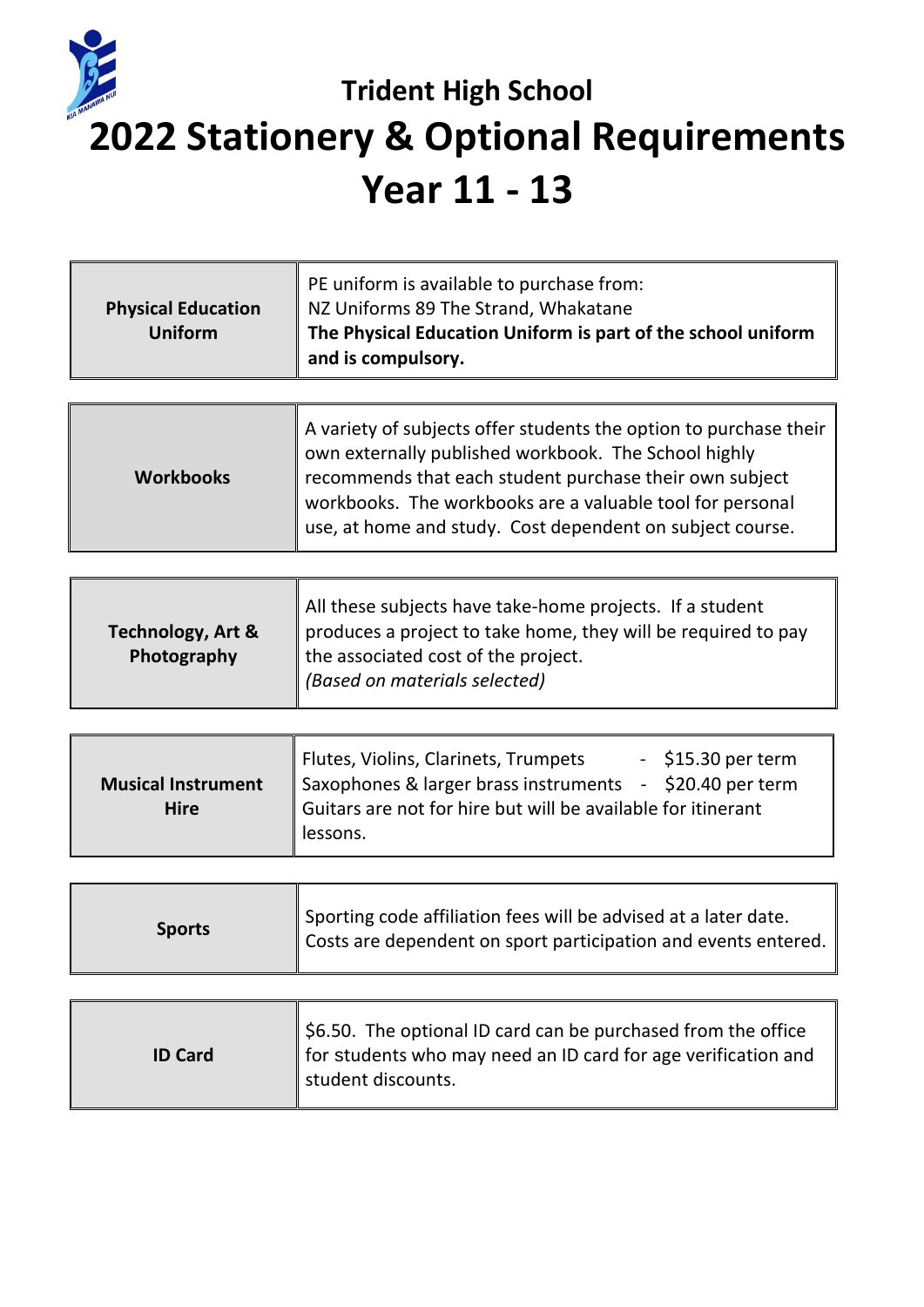## Trident High School

# 2022 Stationery & Optional Requirements

# Year 11 - 13

| | |
|---|---|
| **Physical Education Uniform** | PE uniform is available to purchase from: NZ Uniforms 89 The Strand, Whakatane **The Physical Education Uniform is part of the school uniform and is compulsory.** |
| **Workbooks** | A variety of subjects offer students the option to purchase their own externally published workbook. The School highly recommends that each student purchase their own subject workbooks. The workbooks are a valuable tool for personal use, at home and study. Cost dependent on subject course. |
| **Technology, Art & Photography** | All these subjects have take-home projects. If a student produces a project to take home, they will be required to pay the associated cost of the project. *(Based on materials selected)* |
| **Musical Instrument Hire** | Flutes, Violins, Clarinets, Trumpets - $15.30 per term<br>Saxophones & larger brass instruments - $20.40 per term<br>Guitars are not for hire but will be available for itinerant lessons. |
| **Sports** | Sporting code affiliation fees will be advised at a later date. Costs are dependent on sport participation and events entered. |
| **ID Card** | $6.50. The optional ID card can be purchased from the office for students who may need an ID card for age verification and student discounts. |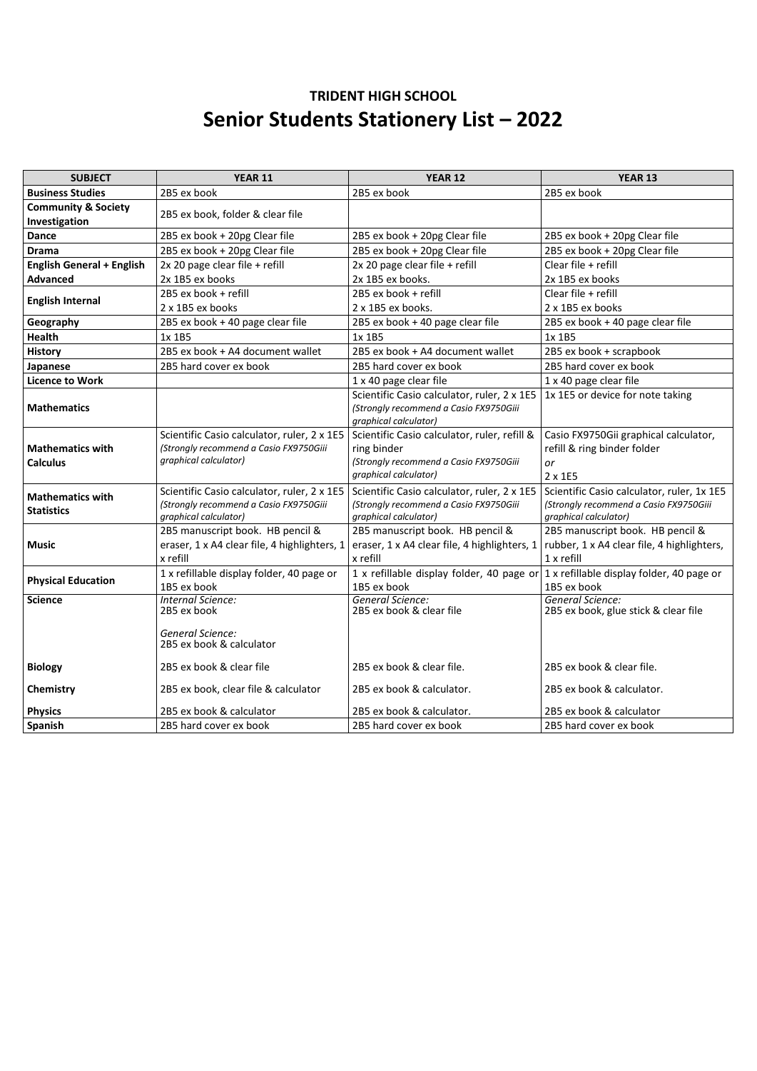**TRIDENT HIGH SCHOOL**

# Senior Students Stationery List – 2022

| SUBJECT | YEAR 11 | YEAR 12 | YEAR 13 |
|---|---|---|---|
| **Business Studies** | 2B5 ex book | 2B5 ex book | 2B5 ex book |
| **Community & Society Investigation** | 2B5 ex book, folder & clear file | | |
| **Dance** | 2B5 ex book + 20pg Clear file | 2B5 ex book + 20pg Clear file | 2B5 ex book + 20pg Clear file |
| **Drama** | 2B5 ex book + 20pg Clear file | 2B5 ex book + 20pg Clear file | 2B5 ex book + 20pg Clear file |
| **English General + English Advanced** | 2x 20 page clear file + refill<br>2x 1B5 ex books | 2x 20 page clear file + refill<br>2x 1B5 ex books. | Clear file + refill<br>2x 1B5 ex books |
| **English Internal** | 2B5 ex book + refill<br>2 x 1B5 ex books | 2B5 ex book + refill<br>2 x 1B5 ex books. | Clear file + refill<br>2 x 1B5 ex books |
| **Geography** | 2B5 ex book + 40 page clear file | 2B5 ex book + 40 page clear file | 2B5 ex book + 40 page clear file |
| **Health** | 1x 1B5 | 1x 1B5 | 1x 1B5 |
| **History** | 2B5 ex book + A4 document wallet | 2B5 ex book + A4 document wallet | 2B5 ex book + scrapbook |
| **Japanese** | 2B5 hard cover ex book | 2B5 hard cover ex book | 2B5 hard cover ex book |
| **Licence to Work** | | 1 x 40 page clear file | 1 x 40 page clear file |
| **Mathematics** | | Scientific Casio calculator, ruler, 2 x 1E5 *(Strongly recommend a Casio FX9750Giii graphical calculator)* | 1x 1E5 or device for note taking |
| **Mathematics with Calculus** | Scientific Casio calculator, ruler, 2 x 1E5 *(Strongly recommend a Casio FX9750Giii graphical calculator)* | Scientific Casio calculator, ruler, refill & ring binder *(Strongly recommend a Casio FX9750Giii graphical calculator)* | Casio FX9750Gii graphical calculator, refill & ring binder folder<br>*or*<br>2 x 1E5 |
| **Mathematics with Statistics** | Scientific Casio calculator, ruler, 2 x 1E5 *(Strongly recommend a Casio FX9750Giii graphical calculator)* | Scientific Casio calculator, ruler, 2 x 1E5 *(Strongly recommend a Casio FX9750Giii graphical calculator)* | Scientific Casio calculator, ruler, 1x 1E5 *(Strongly recommend a Casio FX9750Giii graphical calculator)* |
| **Music** | 2B5 manuscript book. HB pencil & eraser, 1 x A4 clear file, 4 highlighters, 1 x refill | 2B5 manuscript book. HB pencil & eraser, 1 x A4 clear file, 4 highlighters, 1 x refill | 2B5 manuscript book. HB pencil & rubber, 1 x A4 clear file, 4 highlighters, 1 x refill |
| **Physical Education** | 1 x refillable display folder, 40 page or 1B5 ex book | 1 x refillable display folder, 40 page or 1B5 ex book | 1 x refillable display folder, 40 page or 1B5 ex book |
| **Science** | *Internal Science:*<br>2B5 ex book<br><br>*General Science:*<br>2B5 ex book & calculator | *General Science:*<br>2B5 ex book & clear file | *General Science:*<br>2B5 ex book, glue stick & clear file |
| **Biology** | 2B5 ex book & clear file | 2B5 ex book & clear file. | 2B5 ex book & clear file. |
| **Chemistry** | 2B5 ex book, clear file & calculator | 2B5 ex book & calculator. | 2B5 ex book & calculator. |
| **Physics** | 2B5 ex book & calculator | 2B5 ex book & calculator. | 2B5 ex book & calculator |
| **Spanish** | 2B5 hard cover ex book | 2B5 hard cover ex book | 2B5 hard cover ex book |